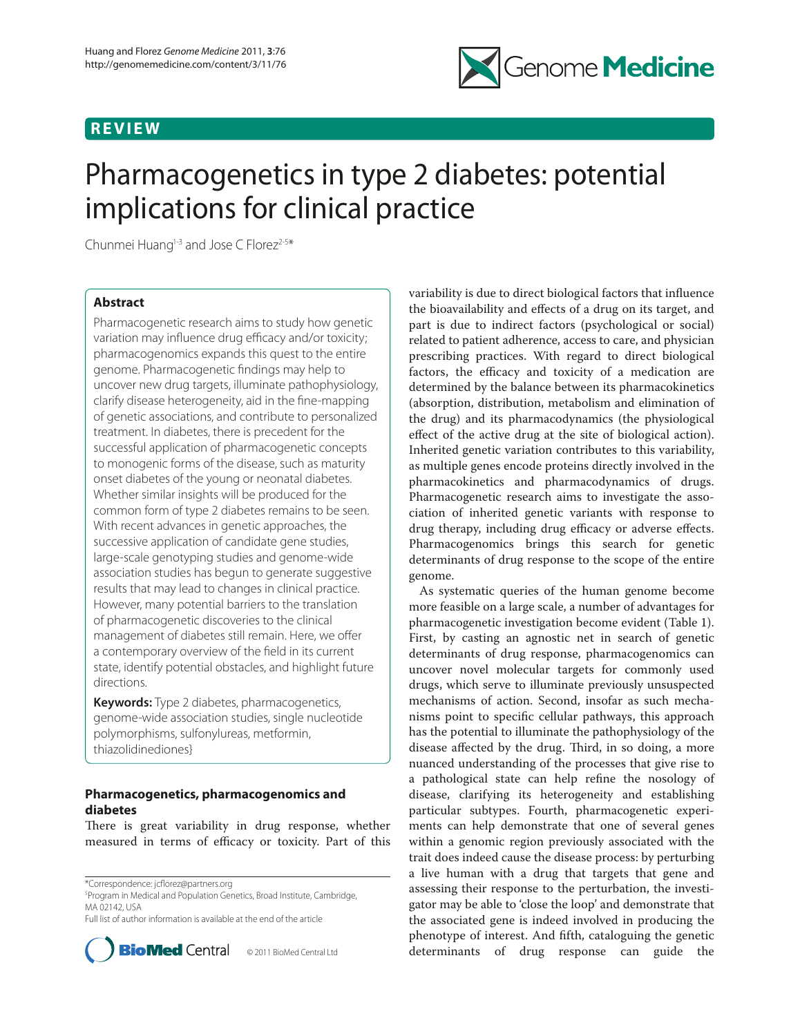# REVIEW

# Pharmacogenetics in type 2 diabetes: potential implications for clinical practice

Chunmei Huang[1-3] and Jose C Florez[2-5]*

## Abstract

Pharmacogenetic research aims to study how genetic variation may influence drug efficacy and/or toxicity; pharmacogenomics expands this quest to the entire genome. Pharmacogenetic findings may help to uncover new drug targets, illuminate pathophysiology, clarify disease heterogeneity, aid in the fine-mapping of genetic associations, and contribute to personalized treatment. In diabetes, there is precedent for the successful application of pharmacogenetic concepts to monogenic forms of the disease, such as maturity onset diabetes of the young or neonatal diabetes. Whether similar insights will be produced for the common form of type 2 diabetes remains to be seen. With recent advances in genetic approaches, the successive application of candidate gene studies, large-scale genotyping studies and genome-wide association studies has begun to generate suggestive results that may lead to changes in clinical practice. However, many potential barriers to the translation of pharmacogenetic discoveries to the clinical management of diabetes still remain. Here, we offer a contemporary overview of the field in its current state, identify potential obstacles, and highlight future directions.

**Keywords:** Type 2 diabetes, pharmacogenetics, genome-wide association studies, single nucleotide polymorphisms, sulfonylureas, metformin, thiazolidinediones}

## Pharmacogenetics, pharmacogenomics and diabetes

There is great variability in drug response, whether measured in terms of efficacy or toxicity. Part of this variability is due to direct biological factors that influence the bioavailability and effects of a drug on its target, and part is due to indirect factors (psychological or social) related to patient adherence, access to care, and physician prescribing practices. With regard to direct biological factors, the efficacy and toxicity of a medication are determined by the balance between its pharmacokinetics (absorption, distribution, metabolism and elimination of the drug) and its pharmacodynamics (the physiological effect of the active drug at the site of biological action). Inherited genetic variation contributes to this variability, as multiple genes encode proteins directly involved in the pharmacokinetics and pharmacodynamics of drugs. Pharmacogenetic research aims to investigate the association of inherited genetic variants with response to drug therapy, including drug efficacy or adverse effects. Pharmacogenomics brings this search for genetic determinants of drug response to the scope of the entire genome.

As systematic queries of the human genome become more feasible on a large scale, a number of advantages for pharmacogenetic investigation become evident (Table 1). First, by casting an agnostic net in search of genetic determinants of drug response, pharmacogenomics can uncover novel molecular targets for commonly used drugs, which serve to illuminate previously unsuspected mechanisms of action. Second, insofar as such mechanisms point to specific cellular pathways, this approach has the potential to illuminate the pathophysiology of the disease affected by the drug. Third, in so doing, a more nuanced understanding of the processes that give rise to a pathological state can help refine the nosology of disease, clarifying its heterogeneity and establishing particular subtypes. Fourth, pharmacogenetic experiments can help demonstrate that one of several genes within a genomic region previously associated with the trait does indeed cause the disease process: by perturbing a live human with a drug that targets that gene and assessing their response to the perturbation, the investigator may be able to 'close the loop' and demonstrate that the associated gene is indeed involved in producing the phenotype of interest. And fifth, cataloguing the genetic determinants of drug response can guide the

*Correspondence: jcflorez@partners.org
[5]Program in Medical and Population Genetics, Broad Institute, Cambridge, MA 02142, USA
Full list of author information is available at the end of the article

© 2011 BioMed Central Ltd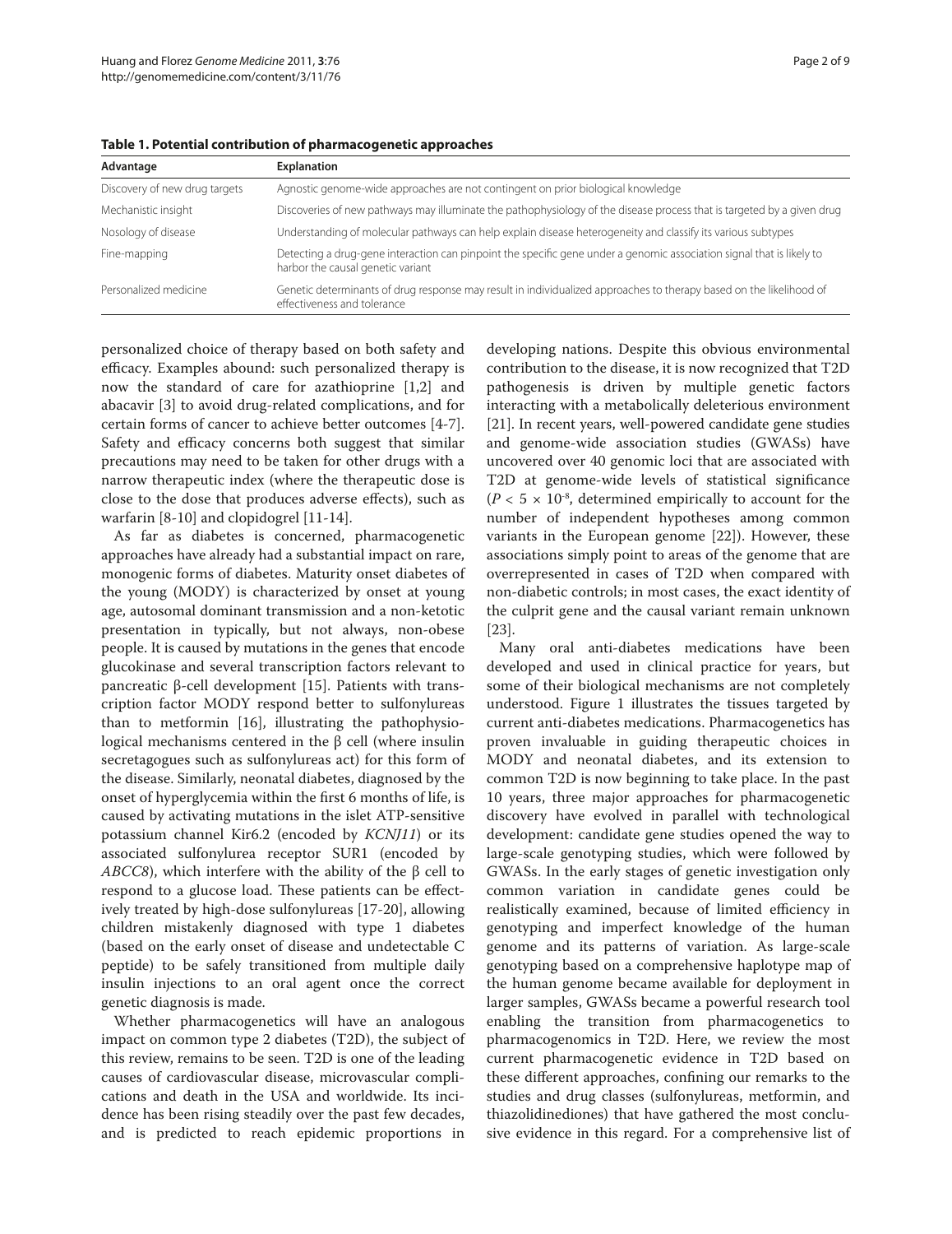**Table 1. Potential contribution of pharmacogenetic approaches**

| Advantage | Explanation |
| --- | --- |
| Discovery of new drug targets | Agnostic genome-wide approaches are not contingent on prior biological knowledge |
| Mechanistic insight | Discoveries of new pathways may illuminate the pathophysiology of the disease process that is targeted by a given drug |
| Nosology of disease | Understanding of molecular pathways can help explain disease heterogeneity and classify its various subtypes |
| Fine-mapping | Detecting a drug-gene interaction can pinpoint the specific gene under a genomic association signal that is likely to harbor the causal genetic variant |
| Personalized medicine | Genetic determinants of drug response may result in individualized approaches to therapy based on the likelihood of effectiveness and tolerance |

personalized choice of therapy based on both safety and efficacy. Examples abound: such personalized therapy is now the standard of care for azathioprine [1,2] and abacavir [3] to avoid drug-related complications, and for certain forms of cancer to achieve better outcomes [4-7]. Safety and efficacy concerns both suggest that similar precautions may need to be taken for other drugs with a narrow therapeutic index (where the therapeutic dose is close to the dose that produces adverse effects), such as warfarin [8-10] and clopidogrel [11-14].

As far as diabetes is concerned, pharmacogenetic approaches have already had a substantial impact on rare, monogenic forms of diabetes. Maturity onset diabetes of the young (MODY) is characterized by onset at young age, autosomal dominant transmission and a non-ketotic presentation in typically, but not always, non-obese people. It is caused by mutations in the genes that encode glucokinase and several transcription factors relevant to pancreatic β-cell development [15]. Patients with transcription factor MODY respond better to sulfonylureas than to metformin [16], illustrating the pathophysiological mechanisms centered in the β cell (where insulin secretagogues such as sulfonylureas act) for this form of the disease. Similarly, neonatal diabetes, diagnosed by the onset of hyperglycemia within the first 6 months of life, is caused by activating mutations in the islet ATP-sensitive potassium channel Kir6.2 (encoded by *KCNJ11*) or its associated sulfonylurea receptor SUR1 (encoded by *ABCC8*), which interfere with the ability of the β cell to respond to a glucose load. These patients can be effectively treated by high-dose sulfonylureas [17-20], allowing children mistakenly diagnosed with type 1 diabetes (based on the early onset of disease and undetectable C peptide) to be safely transitioned from multiple daily insulin injections to an oral agent once the correct genetic diagnosis is made.

Whether pharmacogenetics will have an analogous impact on common type 2 diabetes (T2D), the subject of this review, remains to be seen. T2D is one of the leading causes of cardiovascular disease, microvascular complications and death in the USA and worldwide. Its incidence has been rising steadily over the past few decades, and is predicted to reach epidemic proportions in developing nations. Despite this obvious environmental contribution to the disease, it is now recognized that T2D pathogenesis is driven by multiple genetic factors interacting with a metabolically deleterious environment [21]. In recent years, well-powered candidate gene studies and genome-wide association studies (GWASs) have uncovered over 40 genomic loci that are associated with T2D at genome-wide levels of statistical significance ($P < 5 \times 10^{-8}$, determined empirically to account for the number of independent hypotheses among common variants in the European genome [22]). However, these associations simply point to areas of the genome that are overrepresented in cases of T2D when compared with non-diabetic controls; in most cases, the exact identity of the culprit gene and the causal variant remain unknown [23].

Many oral anti-diabetes medications have been developed and used in clinical practice for years, but some of their biological mechanisms are not completely understood. Figure 1 illustrates the tissues targeted by current anti-diabetes medications. Pharmacogenetics has proven invaluable in guiding therapeutic choices in MODY and neonatal diabetes, and its extension to common T2D is now beginning to take place. In the past 10 years, three major approaches for pharmacogenetic discovery have evolved in parallel with technological development: candidate gene studies opened the way to large-scale genotyping studies, which were followed by GWASs. In the early stages of genetic investigation only common variation in candidate genes could be realistically examined, because of limited efficiency in genotyping and imperfect knowledge of the human genome and its patterns of variation. As large-scale genotyping based on a comprehensive haplotype map of the human genome became available for deployment in larger samples, GWASs became a powerful research tool enabling the transition from pharmacogenetics to pharmacogenomics in T2D. Here, we review the most current pharmacogenetic evidence in T2D based on these different approaches, confining our remarks to the studies and drug classes (sulfonylureas, metformin, and thiazolidinediones) that have gathered the most conclusive evidence in this regard. For a comprehensive list of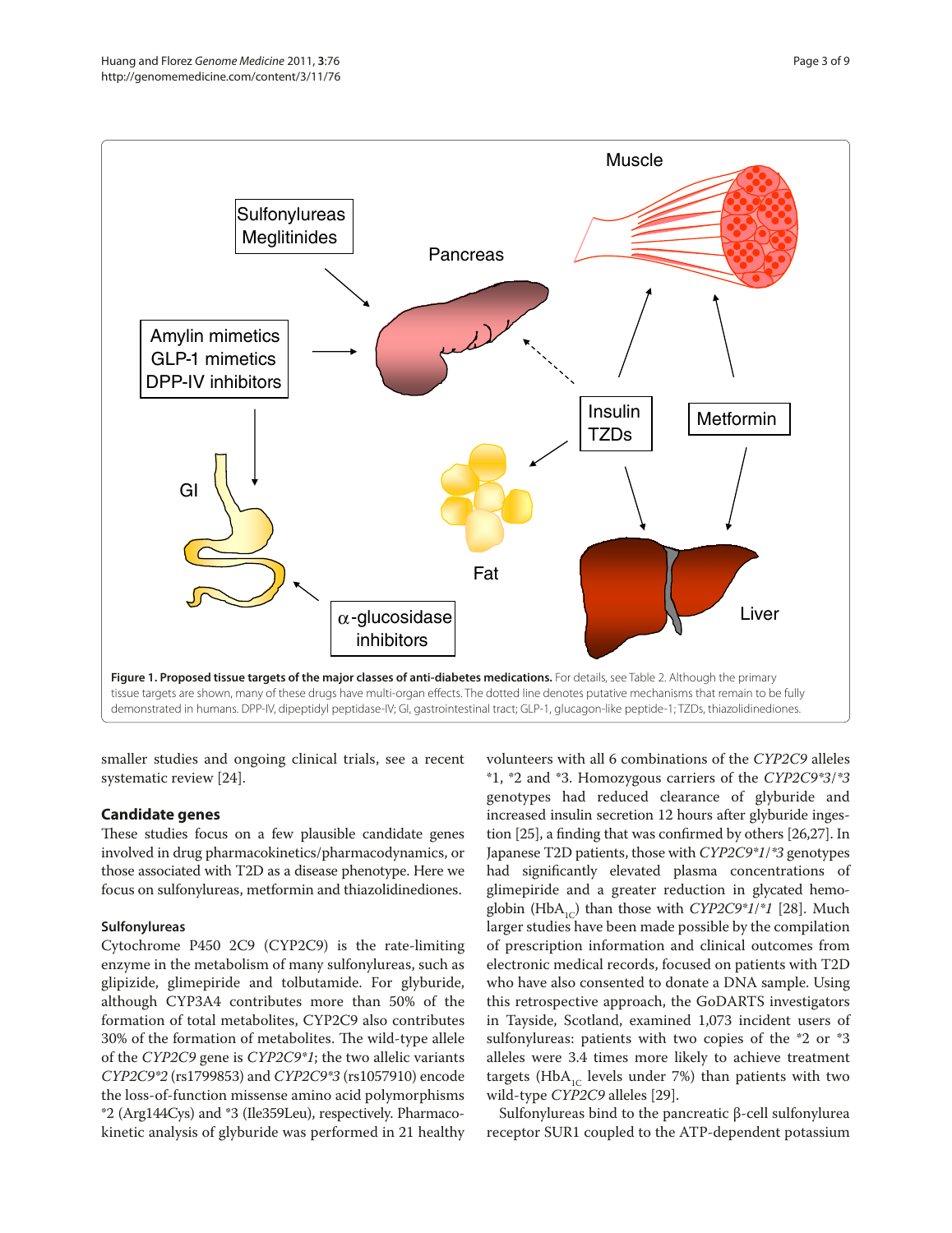**Figure 1. Proposed tissue targets of the major classes of anti-diabetes medications.** For details, see Table 2. Although the primary tissue targets are shown, many of these drugs have multi-organ effects. The dotted line denotes putative mechanisms that remain to be fully demonstrated in humans. DPP-IV, dipeptidyl peptidase-IV; GI, gastrointestinal tract; GLP-1, glucagon-like peptide-1; TZDs, thiazolidinediones.

smaller studies and ongoing clinical trials, see a recent systematic review [24].

### Candidate genes

These studies focus on a few plausible candidate genes involved in drug pharmacokinetics/pharmacodynamics, or those associated with T2D as a disease phenotype. Here we focus on sulfonylureas, metformin and thiazolidinediones.

#### Sulfonylureas

Cytochrome P450 2C9 (CYP2C9) is the rate-limiting enzyme in the metabolism of many sulfonylureas, such as glipizide, glimepiride and tolbutamide. For glyburide, although CYP3A4 contributes more than 50% of the formation of total metabolites, CYP2C9 also contributes 30% of the formation of metabolites. The wild-type allele of the *CYP2C9* gene is *CYP2C9*1*; the two allelic variants *CYP2C9*2* (rs1799853) and *CYP2C9*3* (rs1057910) encode the loss-of-function missense amino acid polymorphisms *2 (Arg144Cys) and *3 (Ile359Leu), respectively. Pharmacokinetic analysis of glyburide was performed in 21 healthy volunteers with all 6 combinations of the *CYP2C9* alleles *1, *2 and *3. Homozygous carriers of the *CYP2C9*3/*3* genotypes had reduced clearance of glyburide and increased insulin secretion 12 hours after glyburide ingestion [25], a finding that was confirmed by others [26,27]. In Japanese T2D patients, those with *CYP2C9*1/*3* genotypes had significantly elevated plasma concentrations of glimepiride and a greater reduction in glycated hemoglobin ($HbA_{1C}$) than those with *CYP2C9*1/*1* [28]. Much larger studies have been made possible by the compilation of prescription information and clinical outcomes from electronic medical records, focused on patients with T2D who have also consented to donate a DNA sample. Using this retrospective approach, the GoDARTS investigators in Tayside, Scotland, examined 1,073 incident users of sulfonylureas: patients with two copies of the *2 or *3 alleles were 3.4 times more likely to achieve treatment targets ($HbA_{1C}$ levels under 7%) than patients with two wild-type *CYP2C9* alleles [29].

Sulfonylureas bind to the pancreatic β-cell sulfonylurea receptor SUR1 coupled to the ATP-dependent potassium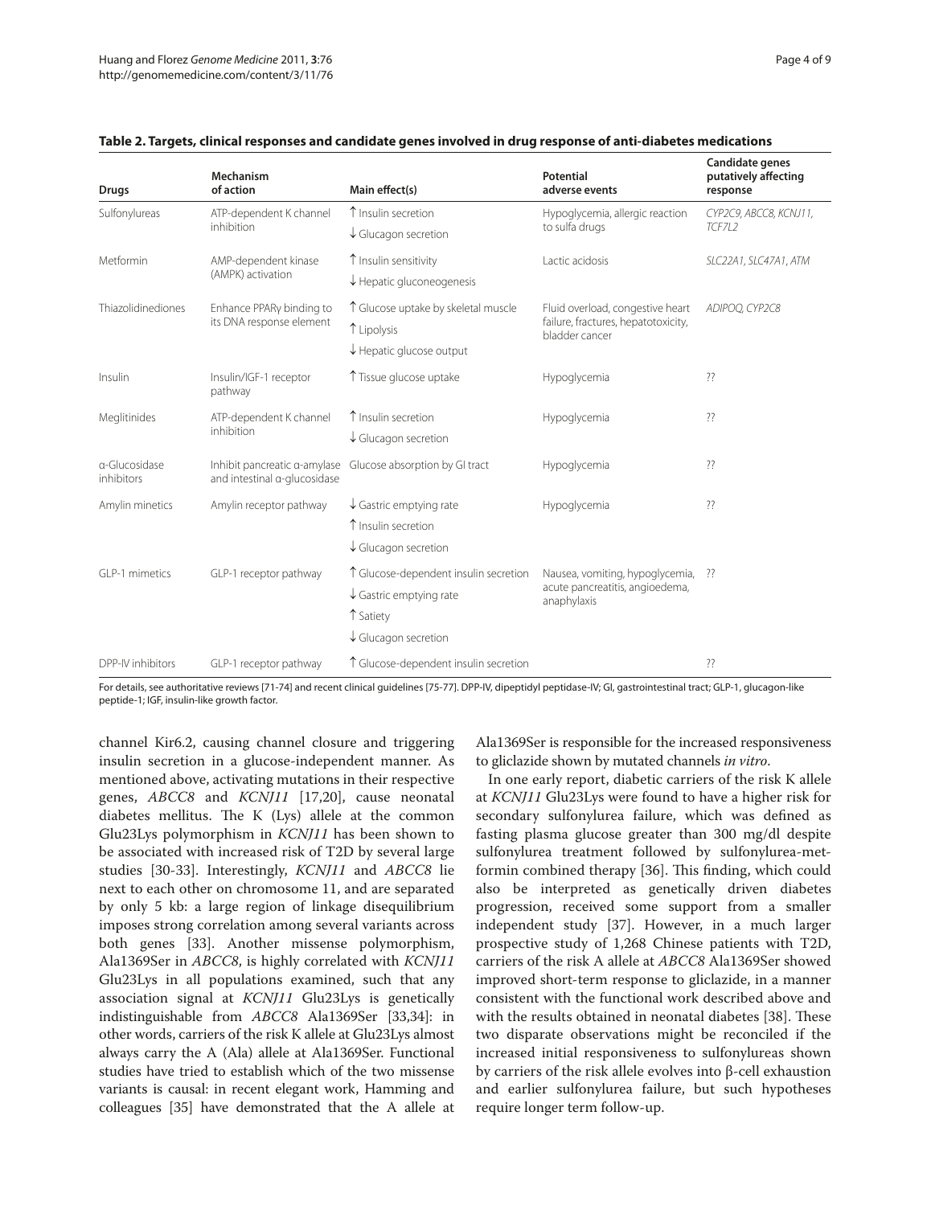**Table 2. Targets, clinical responses and candidate genes involved in drug response of anti-diabetes medications**

| Drugs | Mechanism of action | Main effect(s) | Potential adverse events | Candidate genes putatively affecting response |
|---|---|---|---|---|
| Sulfonylureas | ATP-dependent K channel inhibition | ↑ Insulin secretion<br>↓ Glucagon secretion | Hypoglycemia, allergic reaction to sulfa drugs | *CYP2C9, ABCC8, KCNJ11, TCF7L2* |
| Metformin | AMP-dependent kinase (AMPK) activation | ↑ Insulin sensitivity<br>↓ Hepatic gluconeogenesis | Lactic acidosis | *SLC22A1, SLC47A1, ATM* |
| Thiazolidinediones | Enhance PPARγ binding to its DNA response element | ↑ Glucose uptake by skeletal muscle<br>↑ Lipolysis<br>↓ Hepatic glucose output | Fluid overload, congestive heart failure, fractures, hepatotoxicity, bladder cancer | *ADIPOQ, CYP2C8* |
| Insulin | Insulin/IGF-1 receptor pathway | ↑ Tissue glucose uptake | Hypoglycemia | ?? |
| Meglitinides | ATP-dependent K channel inhibition | ↑ Insulin secretion<br>↓ Glucagon secretion | Hypoglycemia | ?? |
| α-Glucosidase inhibitors | Inhibit pancreatic α-amylase and intestinal α-glucosidase | Glucose absorption by GI tract | Hypoglycemia | ?? |
| Amylin minetics | Amylin receptor pathway | ↓ Gastric emptying rate<br>↑ Insulin secretion<br>↓ Glucagon secretion | Hypoglycemia | ?? |
| GLP-1 mimetics | GLP-1 receptor pathway | ↑ Glucose-dependent insulin secretion<br>↓ Gastric emptying rate<br>↑ Satiety<br>↓ Glucagon secretion | Nausea, vomiting, hypoglycemia, acute pancreatitis, angioedema, anaphylaxis | ?? |
| DPP-IV inhibitors | GLP-1 receptor pathway | ↑ Glucose-dependent insulin secretion | | ?? |

For details, see authoritative reviews [71-74] and recent clinical guidelines [75-77]. DPP-IV, dipeptidyl peptidase-IV; GI, gastrointestinal tract; GLP-1, glucagon-like peptide-1; IGF, insulin-like growth factor.

channel Kir6.2, causing channel closure and triggering insulin secretion in a glucose-independent manner. As mentioned above, activating mutations in their respective genes, *ABCC8* and *KCNJ11* [17,20], cause neonatal diabetes mellitus. The K (Lys) allele at the common Glu23Lys polymorphism in *KCNJ11* has been shown to be associated with increased risk of T2D by several large studies [30-33]. Interestingly, *KCNJ11* and *ABCC8* lie next to each other on chromosome 11, and are separated by only 5 kb: a large region of linkage disequilibrium imposes strong correlation among several variants across both genes [33]. Another missense polymorphism, Ala1369Ser in *ABCC8*, is highly correlated with *KCNJ11* Glu23Lys in all populations examined, such that any association signal at *KCNJ11* Glu23Lys is genetically indistinguishable from *ABCC8* Ala1369Ser [33,34]: in other words, carriers of the risk K allele at Glu23Lys almost always carry the A (Ala) allele at Ala1369Ser. Functional studies have tried to establish which of the two missense variants is causal: in recent elegant work, Hamming and colleagues [35] have demonstrated that the A allele at Ala1369Ser is responsible for the increased responsiveness to gliclazide shown by mutated channels *in vitro*.

In one early report, diabetic carriers of the risk K allele at *KCNJ11* Glu23Lys were found to have a higher risk for secondary sulfonylurea failure, which was defined as fasting plasma glucose greater than 300 mg/dl despite sulfonylurea treatment followed by sulfonylurea-metformin combined therapy [36]. This finding, which could also be interpreted as genetically driven diabetes progression, received some support from a smaller independent study [37]. However, in a much larger prospective study of 1,268 Chinese patients with T2D, carriers of the risk A allele at *ABCC8* Ala1369Ser showed improved short-term response to gliclazide, in a manner consistent with the functional work described above and with the results obtained in neonatal diabetes [38]. These two disparate observations might be reconciled if the increased initial responsiveness to sulfonylureas shown by carriers of the risk allele evolves into β-cell exhaustion and earlier sulfonylurea failure, but such hypotheses require longer term follow-up.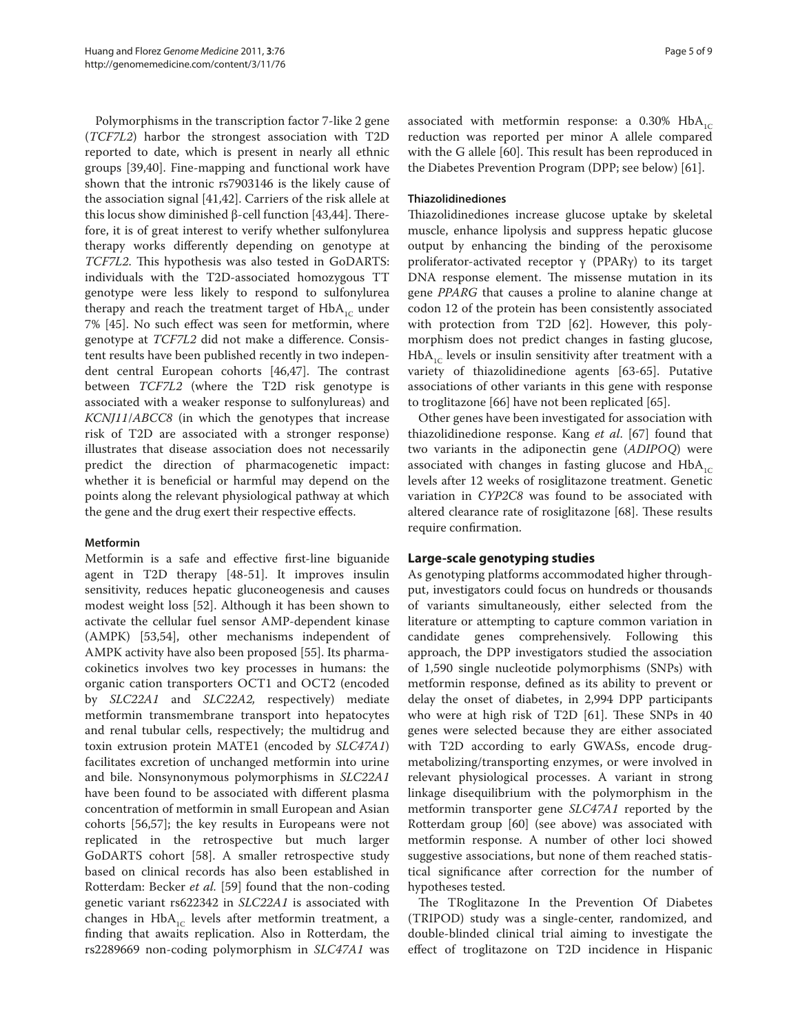Polymorphisms in the transcription factor 7-like 2 gene (*TCF7L2*) harbor the strongest association with T2D reported to date, which is present in nearly all ethnic groups [39,40]. Fine-mapping and functional work have shown that the intronic rs7903146 is the likely cause of the association signal [41,42]. Carriers of the risk allele at this locus show diminished β-cell function [43,44]. Therefore, it is of great interest to verify whether sulfonylurea therapy works differently depending on genotype at *TCF7L2*. This hypothesis was also tested in GoDARTS: individuals with the T2D-associated homozygous TT genotype were less likely to respond to sulfonylurea therapy and reach the treatment target of $HbA_{1C}$ under 7% [45]. No such effect was seen for metformin, where genotype at *TCF7L2* did not make a difference. Consistent results have been published recently in two independent central European cohorts [46,47]. The contrast between *TCF7L2* (where the T2D risk genotype is associated with a weaker response to sulfonylureas) and *KCNJ11*/*ABCC8* (in which the genotypes that increase risk of T2D are associated with a stronger response) illustrates that disease association does not necessarily predict the direction of pharmacogenetic impact: whether it is beneficial or harmful may depend on the points along the relevant physiological pathway at which the gene and the drug exert their respective effects.

#### Metformin

Metformin is a safe and effective first-line biguanide agent in T2D therapy [48-51]. It improves insulin sensitivity, reduces hepatic gluconeogenesis and causes modest weight loss [52]. Although it has been shown to activate the cellular fuel sensor AMP-dependent kinase (AMPK) [53,54], other mechanisms independent of AMPK activity have also been proposed [55]. Its pharmacokinetics involves two key processes in humans: the organic cation transporters OCT1 and OCT2 (encoded by *SLC22A1* and *SLC22A2,* respectively) mediate metformin transmembrane transport into hepatocytes and renal tubular cells, respectively; the multidrug and toxin extrusion protein MATE1 (encoded by *SLC47A1*) facilitates excretion of unchanged metformin into urine and bile. Nonsynonymous polymorphisms in *SLC22A1* have been found to be associated with different plasma concentration of metformin in small European and Asian cohorts [56,57]; the key results in Europeans were not replicated in the retrospective but much larger GoDARTS cohort [58]. A smaller retrospective study based on clinical records has also been established in Rotterdam: Becker *et al.* [59] found that the non-coding genetic variant rs622342 in *SLC22A1* is associated with changes in $HbA_{1C}$ levels after metformin treatment, a finding that awaits replication. Also in Rotterdam, the rs2289669 non-coding polymorphism in *SLC47A1* was associated with metformin response: a 0.30% $HbA_{1C}$ reduction was reported per minor A allele compared with the G allele [60]. This result has been reproduced in the Diabetes Prevention Program (DPP; see below) [61].

#### Thiazolidinediones

Thiazolidinediones increase glucose uptake by skeletal muscle, enhance lipolysis and suppress hepatic glucose output by enhancing the binding of the peroxisome proliferator-activated receptor γ (PPARγ) to its target DNA response element. The missense mutation in its gene *PPARG* that causes a proline to alanine change at codon 12 of the protein has been consistently associated with protection from T2D [62]. However, this polymorphism does not predict changes in fasting glucose, $HbA_{1C}$ levels or insulin sensitivity after treatment with a variety of thiazolidinedione agents [63-65]. Putative associations of other variants in this gene with response to troglitazone [66] have not been replicated [65].

Other genes have been investigated for association with thiazolidinedione response. Kang *et al*. [67] found that two variants in the adiponectin gene (*ADIPOQ*) were associated with changes in fasting glucose and $HbA_{1C}$ levels after 12 weeks of rosiglitazone treatment. Genetic variation in *CYP2C8* was found to be associated with altered clearance rate of rosiglitazone [68]. These results require confirmation.

### Large-scale genotyping studies

As genotyping platforms accommodated higher throughput, investigators could focus on hundreds or thousands of variants simultaneously, either selected from the literature or attempting to capture common variation in candidate genes comprehensively. Following this approach, the DPP investigators studied the association of 1,590 single nucleotide polymorphisms (SNPs) with metformin response, defined as its ability to prevent or delay the onset of diabetes, in 2,994 DPP participants who were at high risk of T2D [61]. These SNPs in 40 genes were selected because they are either associated with T2D according to early GWASs, encode drug-metabolizing/transporting enzymes, or were involved in relevant physiological processes. A variant in strong linkage disequilibrium with the polymorphism in the metformin transporter gene *SLC47A1* reported by the Rotterdam group [60] (see above) was associated with metformin response. A number of other loci showed suggestive associations, but none of them reached statistical significance after correction for the number of hypotheses tested.

The TRoglitazone In the Prevention Of Diabetes (TRIPOD) study was a single-center, randomized, and double-blinded clinical trial aiming to investigate the effect of troglitazone on T2D incidence in Hispanic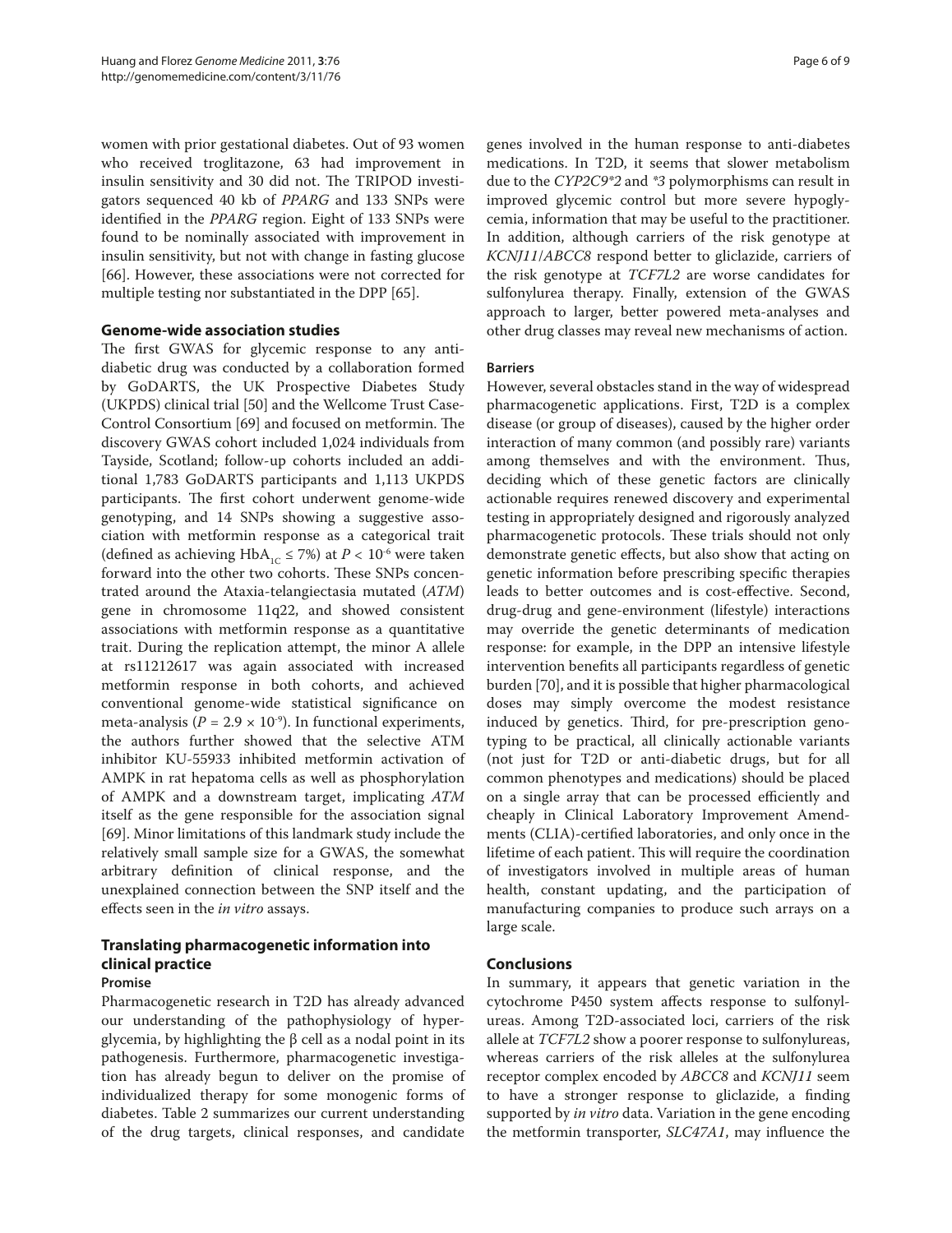women with prior gestational diabetes. Out of 93 women who received troglitazone, 63 had improvement in insulin sensitivity and 30 did not. The TRIPOD investigators sequenced 40 kb of *PPARG* and 133 SNPs were identified in the *PPARG* region. Eight of 133 SNPs were found to be nominally associated with improvement in insulin sensitivity, but not with change in fasting glucose [66]. However, these associations were not corrected for multiple testing nor substantiated in the DPP [65].

### Genome-wide association studies

The first GWAS for glycemic response to any antidiabetic drug was conducted by a collaboration formed by GoDARTS, the UK Prospective Diabetes Study (UKPDS) clinical trial [50] and the Wellcome Trust Case-Control Consortium [69] and focused on metformin. The discovery GWAS cohort included 1,024 individuals from Tayside, Scotland; follow-up cohorts included an additional 1,783 GoDARTS participants and 1,113 UKPDS participants. The first cohort underwent genome-wide genotyping, and 14 SNPs showing a suggestive association with metformin response as a categorical trait (defined as achieving $HbA_{1C} \leq 7\%$) at $P < 10^{-6}$ were taken forward into the other two cohorts. These SNPs concentrated around the Ataxia-telangiectasia mutated (*ATM*) gene in chromosome 11q22, and showed consistent associations with metformin response as a quantitative trait. During the replication attempt, the minor A allele at rs11212617 was again associated with increased metformin response in both cohorts, and achieved conventional genome-wide statistical significance on meta-analysis ($P = 2.9 \times 10^{-9}$). In functional experiments, the authors further showed that the selective ATM inhibitor KU-55933 inhibited metformin activation of AMPK in rat hepatoma cells as well as phosphorylation of AMPK and a downstream target, implicating *ATM* itself as the gene responsible for the association signal [69]. Minor limitations of this landmark study include the relatively small sample size for a GWAS, the somewhat arbitrary definition of clinical response, and the unexplained connection between the SNP itself and the effects seen in the *in vitro* assays.

## Translating pharmacogenetic information into clinical practice

### Promise

Pharmacogenetic research in T2D has already advanced our understanding of the pathophysiology of hyperglycemia, by highlighting the β cell as a nodal point in its pathogenesis. Furthermore, pharmacogenetic investigation has already begun to deliver on the promise of individualized therapy for some monogenic forms of diabetes. Table 2 summarizes our current understanding of the drug targets, clinical responses, and candidate genes involved in the human response to anti-diabetes medications. In T2D, it seems that slower metabolism due to the *CYP2C9\*2* and *\*3* polymorphisms can result in improved glycemic control but more severe hypoglycemia, information that may be useful to the practitioner. In addition, although carriers of the risk genotype at *KCNJ11*/*ABCC8* respond better to gliclazide, carriers of the risk genotype at *TCF7L2* are worse candidates for sulfonylurea therapy. Finally, extension of the GWAS approach to larger, better powered meta-analyses and other drug classes may reveal new mechanisms of action.

### Barriers

However, several obstacles stand in the way of widespread pharmacogenetic applications. First, T2D is a complex disease (or group of diseases), caused by the higher order interaction of many common (and possibly rare) variants among themselves and with the environment. Thus, deciding which of these genetic factors are clinically actionable requires renewed discovery and experimental testing in appropriately designed and rigorously analyzed pharmacogenetic protocols. These trials should not only demonstrate genetic effects, but also show that acting on genetic information before prescribing specific therapies leads to better outcomes and is cost-effective. Second, drug-drug and gene-environment (lifestyle) interactions may override the genetic determinants of medication response: for example, in the DPP an intensive lifestyle intervention benefits all participants regardless of genetic burden [70], and it is possible that higher pharmacological doses may simply overcome the modest resistance induced by genetics. Third, for pre-prescription genotyping to be practical, all clinically actionable variants (not just for T2D or anti-diabetic drugs, but for all common phenotypes and medications) should be placed on a single array that can be processed efficiently and cheaply in Clinical Laboratory Improvement Amendments (CLIA)-certified laboratories, and only once in the lifetime of each patient. This will require the coordination of investigators involved in multiple areas of human health, constant updating, and the participation of manufacturing companies to produce such arrays on a large scale.

## Conclusions

In summary, it appears that genetic variation in the cytochrome P450 system affects response to sulfonylureas. Among T2D-associated loci, carriers of the risk allele at *TCF7L2* show a poorer response to sulfonylureas, whereas carriers of the risk alleles at the sulfonylurea receptor complex encoded by *ABCC8* and *KCNJ11* seem to have a stronger response to gliclazide, a finding supported by *in vitro* data. Variation in the gene encoding the metformin transporter, *SLC47A1*, may influence the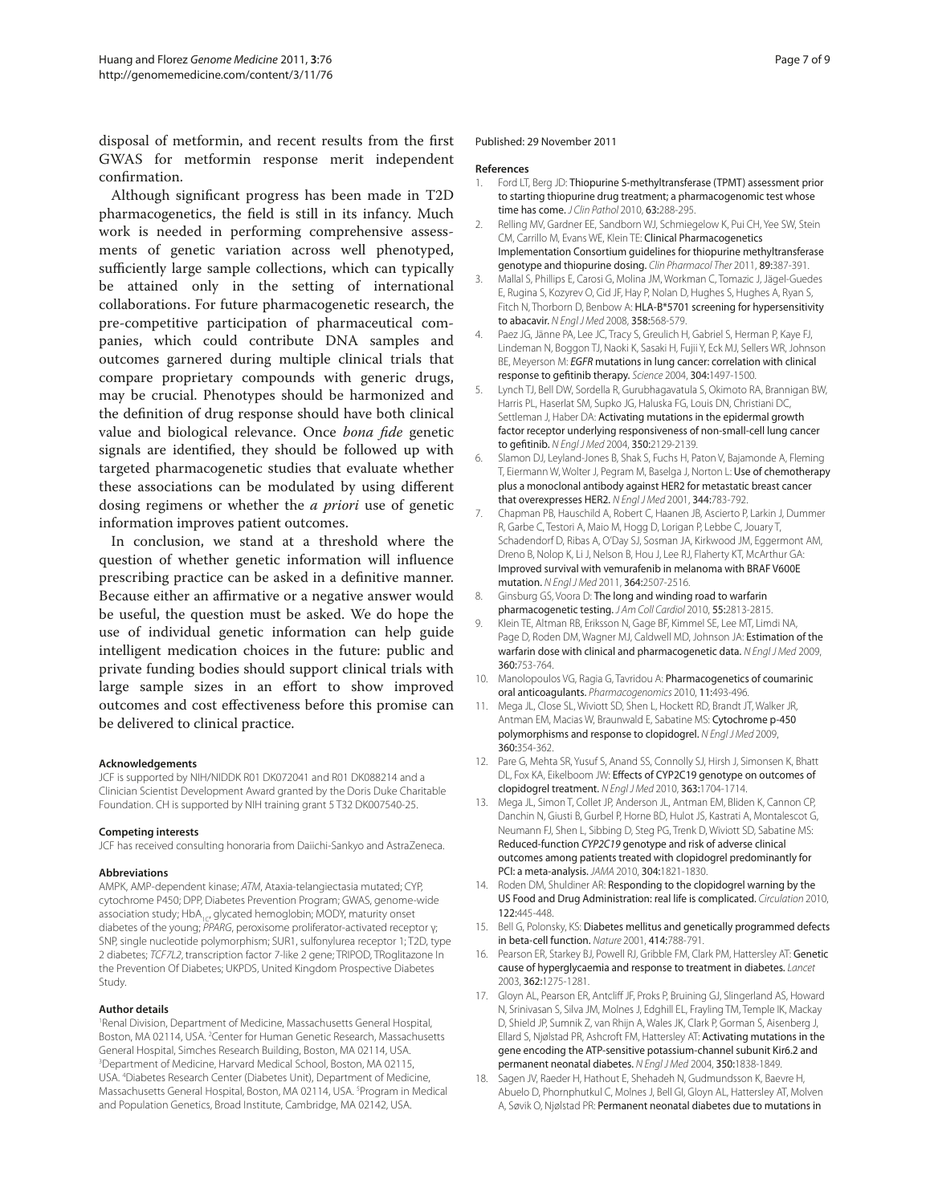disposal of metformin, and recent results from the first GWAS for metformin response merit independent confirmation.

Although significant progress has been made in T2D pharmacogenetics, the field is still in its infancy. Much work is needed in performing comprehensive assessments of genetic variation across well phenotyped, sufficiently large sample collections, which can typically be attained only in the setting of international collaborations. For future pharmacogenetic research, the pre-competitive participation of pharmaceutical companies, which could contribute DNA samples and outcomes garnered during multiple clinical trials that compare proprietary compounds with generic drugs, may be crucial. Phenotypes should be harmonized and the definition of drug response should have both clinical value and biological relevance. Once *bona fide* genetic signals are identified, they should be followed up with targeted pharmacogenetic studies that evaluate whether these associations can be modulated by using different dosing regimens or whether the *a priori* use of genetic information improves patient outcomes.

In conclusion, we stand at a threshold where the question of whether genetic information will influence prescribing practice can be asked in a definitive manner. Because either an affirmative or a negative answer would be useful, the question must be asked. We do hope the use of individual genetic information can help guide intelligent medication choices in the future: public and private funding bodies should support clinical trials with large sample sizes in an effort to show improved outcomes and cost effectiveness before this promise can be delivered to clinical practice.

#### Acknowledgements
JCF is supported by NIH/NIDDK R01 DK072041 and R01 DK088214 and a Clinician Scientist Development Award granted by the Doris Duke Charitable Foundation. CH is supported by NIH training grant 5 T32 DK007540-25.

#### Competing interests
JCF has received consulting honoraria from Daiichi-Sankyo and AstraZeneca.

#### Abbreviations
AMPK, AMP-dependent kinase; *ATM*, Ataxia-telangiectasia mutated; CYP, cytochrome P450; DPP, Diabetes Prevention Program; GWAS, genome-wide association study; $HbA_{1c}$, glycated hemoglobin; MODY, maturity onset diabetes of the young; *PPARG*, peroxisome proliferator-activated receptor γ; SNP, single nucleotide polymorphism; SUR1, sulfonylurea receptor 1; T2D, type 2 diabetes; *TCF7L2*, transcription factor 7-like 2 gene; TRIPOD, TRoglitazone In the Prevention Of Diabetes; UKPDS, United Kingdom Prospective Diabetes Study.

#### Author details
[1]Renal Division, Department of Medicine, Massachusetts General Hospital, Boston, MA 02114, USA. [2]Center for Human Genetic Research, Massachusetts General Hospital, Simches Research Building, Boston, MA 02114, USA. [3]Department of Medicine, Harvard Medical School, Boston, MA 02115, USA. [4]Diabetes Research Center (Diabetes Unit), Department of Medicine, Massachusetts General Hospital, Boston, MA 02114, USA. [5]Program in Medical and Population Genetics, Broad Institute, Cambridge, MA 02142, USA.

Published: 29 November 2011

#### References
1. Ford LT, Berg JD: Thiopurine S-methyltransferase (TPMT) assessment prior to starting thiopurine drug treatment; a pharmacogenomic test whose time has come. *J Clin Pathol* 2010, **63**:288-295.
2. Relling MV, Gardner EE, Sandborn WJ, Schmiegelow K, Pui CH, Yee SW, Stein CM, Carrillo M, Evans WE, Klein TE: Clinical Pharmacogenetics Implementation Consortium guidelines for thiopurine methyltransferase genotype and thiopurine dosing. *Clin Pharmacol Ther* 2011, **89**:387-391.
3. Mallal S, Phillips E, Carosi G, Molina JM, Workman C, Tomazic J, Jägel-Guedes E, Rugina S, Kozyrev O, Cid JF, Hay P, Nolan D, Hughes S, Hughes A, Ryan S, Fitch N, Thorborn D, Benbow A: HLA-B*5701 screening for hypersensitivity to abacavir. *N Engl J Med* 2008, **358**:568-579.
4. Paez JG, Jänne PA, Lee JC, Tracy S, Greulich H, Gabriel S, Herman P, Kaye FJ, Lindeman N, Boggon TJ, Naoki K, Sasaki H, Fujii Y, Eck MJ, Sellers WR, Johnson BE, Meyerson M: *EGFR* mutations in lung cancer: correlation with clinical response to gefitinib therapy. *Science* 2004, **304**:1497-1500.
5. Lynch TJ, Bell DW, Sordella R, Gurubhagavatula S, Okimoto RA, Brannigan BW, Harris PL, Haserlat SM, Supko JG, Haluska FG, Louis DN, Christiani DC, Settleman J, Haber DA: Activating mutations in the epidermal growth factor receptor underlying responsiveness of non-small-cell lung cancer to gefitinib. *N Engl J Med* 2004, **350**:2129-2139.
6. Slamon DJ, Leyland-Jones B, Shak S, Fuchs H, Paton V, Bajamonde A, Fleming T, Eiermann W, Wolter J, Pegram M, Baselga J, Norton L: Use of chemotherapy plus a monoclonal antibody against HER2 for metastatic breast cancer that overexpresses HER2. *N Engl J Med* 2001, **344**:783-792.
7. Chapman PB, Hauschild A, Robert C, Haanen JB, Ascierto P, Larkin J, Dummer R, Garbe C, Testori A, Maio M, Hogg D, Lorigan P, Lebbe C, Jouary T, Schadendorf D, Ribas A, O'Day SJ, Sosman JA, Kirkwood JM, Eggermont AM, Dreno B, Nolop K, Li J, Nelson B, Hou J, Lee RJ, Flaherty KT, McArthur GA: Improved survival with vemurafenib in melanoma with BRAF V600E mutation. *N Engl J Med* 2011, **364**:2507-2516.
8. Ginsburg GS, Voora D: The long and winding road to warfarin pharmacogenetic testing. *J Am Coll Cardiol* 2010, **55**:2813-2815.
9. Klein TE, Altman RB, Eriksson N, Gage BF, Kimmel SE, Lee MT, Limdi NA, Page D, Roden DM, Wagner MJ, Caldwell MD, Johnson JA: Estimation of the warfarin dose with clinical and pharmacogenetic data. *N Engl J Med* 2009, **360**:753-764.
10. Manolopoulos VG, Ragia G, Tavridou A: Pharmacogenetics of coumarinic oral anticoagulants. *Pharmacogenomics* 2010, **11**:493-496.
11. Mega JL, Close SL, Wiviott SD, Shen L, Hockett RD, Brandt JT, Walker JR, Antman EM, Macias W, Braunwald E, Sabatine MS: Cytochrome p-450 polymorphisms and response to clopidogrel. *N Engl J Med* 2009, **360**:354-362.
12. Pare G, Mehta SR, Yusuf S, Anand SS, Connolly SJ, Hirsh J, Simonsen K, Bhatt DL, Fox KA, Eikelboom JW: Effects of CYP2C19 genotype on outcomes of clopidogrel treatment. *N Engl J Med* 2010, **363**:1704-1714.
13. Mega JL, Simon T, Collet JP, Anderson JL, Antman EM, Bliden K, Cannon CP, Danchin N, Giusti B, Gurbel P, Horne BD, Hulot JS, Kastrati A, Montalescot G, Neumann FJ, Shen L, Sibbing D, Steg PG, Trenk D, Wiviott SD, Sabatine MS: Reduced-function *CYP2C19* genotype and risk of adverse clinical outcomes among patients treated with clopidogrel predominantly for PCI: a meta-analysis. *JAMA* 2010, **304**:1821-1830.
14. Roden DM, Shuldiner AR: Responding to the clopidogrel warning by the US Food and Drug Administration: real life is complicated. *Circulation* 2010, **122**:445-448.
15. Bell G, Polonsky, KS: Diabetes mellitus and genetically programmed defects in beta-cell function. *Nature* 2001, **414**:788-791.
16. Pearson ER, Starkey BJ, Powell RJ, Gribble FM, Clark PM, Hattersley AT: Genetic cause of hyperglycaemia and response to treatment in diabetes. *Lancet* 2003, **362**:1275-1281.
17. Gloyn AL, Pearson ER, Antcliff JF, Proks P, Bruining GJ, Slingerland AS, Howard N, Srinivasan S, Silva JM, Molnes J, Edghill EL, Frayling TM, Temple IK, Mackay D, Shield JP, Sumnik Z, van Rhijn A, Wales JK, Clark P, Gorman S, Aisenberg J, Ellard S, Njølstad PR, Ashcroft FM, Hattersley AT: Activating mutations in the gene encoding the ATP-sensitive potassium-channel subunit Kir6.2 and permanent neonatal diabetes. *N Engl J Med* 2004, **350**:1838-1849.
18. Sagen JV, Raeder H, Hathout E, Shehadeh N, Gudmundsson K, Baevre H, Abuelo D, Phornphutkul C, Molnes J, Bell GI, Gloyn AL, Hattersley AT, Molven A, Søvik O, Njølstad PR: Permanent neonatal diabetes due to mutations in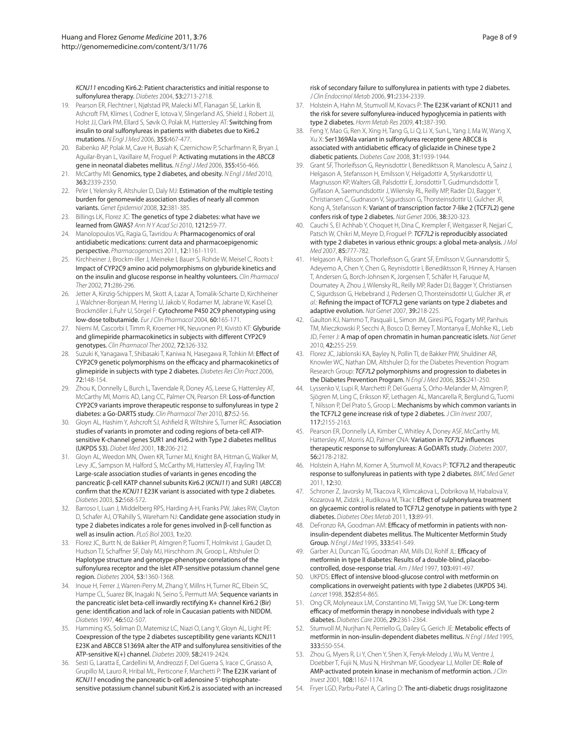*KCNJ11* encoding Kir6.2: Patient characteristics and initial response to sulfonylurea therapy. *Diabetes* 2004, **53:**2713-2718.

19. Pearson ER, Flechtner I, Njølstad PR, Malecki MT, Flanagan SE, Larkin B, Ashcroft FM, Klimes I, Codner E, Iotova V, Slingerland AS, Shield J, Robert JJ, Holst JJ, Clark PM, Ellard S, Søvik O, Polak M, Hattersley AT: **Switching from insulin to oral sulfonylureas in patients with diabetes due to Kir6.2 mutations.** *N Engl J Med* 2006, **355:**467-477.
20. Babenko AP, Polak M, Cave H, Busiah K, Czernichow P, Scharfmann R, Bryan J, Aguilar-Bryan L, Vaxillaire M, Froguel P: **Activating mutations in the *ABCC8* gene in neonatal diabetes mellitus.** *N Engl J Med* 2006, **355:**456-466.
21. McCarthy MI: **Genomics, type 2 diabetes, and obesity.** *N Engl J Med* 2010, **363:**2339-2350.
22. Pe'er I, Yelensky R, Altshuler D, Daly MJ: **Estimation of the multiple testing burden for genomewide association studies of nearly all common variants.** *Genet Epidemiol* 2008, **32:**381-385.
23. Billings LK, Florez JC: **The genetics of type 2 diabetes: what have we learned from GWAS?** *Ann N Y Acad Sci* 2010, **1212:**59-77.
24. Manolopoulos VG, Ragia G, Tavridou A: **Pharmacogenomics of oral antidiabetic medications: current data and pharmacoepigenomic perspective.** *Pharmacogenomics* 2011, **12:**1161-1191.
25. Kirchheiner J, Brockm-Iller J, Meineke I, Bauer S, Rohde W, Meisel C, Roots I: **Impact of CYP2C9 amino acid polymorphisms on glyburide kinetics and on the insulin and glucose response in healthy volunteers.** *Clin Pharmacol Ther* 2002, **71:**286-296.
26. Jetter A, Kinzig-Schippers M, Skott A, Lazar A, Tomalik-Scharte D, Kirchheiner J, Walchner-Bonjean M, Hering U, Jakob V, Rodamer M, Jabrane W, Kasel D, Brockmöller J, Fuhr U, Sörgel F: **Cytochrome P450 2C9 phenotyping using low-dose tolbutamide.** *Eur J Clin Pharmacol* 2004, **60:**165-171.
27. Niemi M, Cascorbi I, Timm R, Kroemer HK, Neuvonen PJ, Kivistö KT: **Glyburide and glimepiride pharmacokinetics in subjects with different CYP2C9 genotypes.** *Clin Pharmacol Ther* 2002, **72:**326-332.
28. Suzuki K, Yanagawa T, Shibasaki T, Kaniwa N, Hasegawa R, Tohkin M: **Effect of CYP2C9 genetic polymorphisms on the efficacy and pharmacokinetics of glimepiride in subjects with type 2 diabetes.** *Diabetes Res Clin Pract* 2006, **72:**148-154.
29. Zhou K, Donnelly L, Burch L, Tavendale R, Doney AS, Leese G, Hattersley AT, McCarthy MI, Morris AD, Lang CC, Palmer CN, Pearson ER: **Loss-of-function CYP2C9 variants improve therapeutic response to sulfonylureas in type 2 diabetes: a Go-DARTS study.** *Clin Pharmacol Ther* 2010, **87:**52-56.
30. Gloyn AL, Hashim Y, Ashcroft SJ, Ashfield R, Wiltshire S, Turner RC: **Association studies of variants in promoter and coding regions of beta-cell ATP-sensitive K-channel genes SUR1 and Kir6.2 with Type 2 diabetes mellitus (UKPDS 53).** *Diabet Med* 2001, **18:**206-212.
31. Gloyn AL, Weedon MN, Owen KR, Turner MJ, Knight BA, Hitman G, Walker M, Levy JC, Sampson M, Halford S, McCarthy MI, Hattersley AT, Frayling TM: **Large-scale association studies of variants in genes encoding the pancreatic β-cell KATP channel subunits Kir6.2 (*KCNJ11*) and SUR1 (*ABCC8*) confirm that the *KCNJ11* E23K variant is associated with type 2 diabetes.** *Diabetes* 2003, **52:**568-572.
32. Barroso I, Luan J, Middelberg RPS, Harding A-H, Franks PW, Jakes RW, Clayton D, Schafer AJ, O'Rahilly S, Wareham NJ: **Candidate gene association study in type 2 diabetes indicates a role for genes involved in β-cell function as well as insulin action.** *PLoS Biol* 2003, **1:**e20.
33. Florez JC, Burtt N, de Bakker PI, Almgren P, Tuomi T, Holmkvist J, Gaudet D, Hudson TJ, Schaffner SF, Daly MJ, Hirschhorn JN, Groop L, Altshuler D: **Haplotype structure and genotype-phenotype correlations of the sulfonylurea receptor and the islet ATP-sensitive potassium channel gene region.** *Diabetes* 2004, **53:**1360-1368.
34. Inoue H, Ferrer J, Warren-Perry M, Zhang Y, Millns H, Turner RC, Elbein SC, Hampe CL, Suarez BK, Inagaki N, Seino S, Permutt MA: **Sequence variants in the pancreatic islet beta-cell inwardly rectifying K+ channel Kir6.2 (Bir) gene: identification and lack of role in Caucasian patients with NIDDM.** *Diabetes* 1997, **46:**502-507.
35. Hamming KS, Soliman D, Matemisz LC, Niazi O, Lang Y, Gloyn AL, Light PE: **Coexpression of the type 2 diabetes susceptibility gene variants KCNJ11 E23K and ABCC8 S1369A alter the ATP and sulfonylurea sensitivities of the ATP-sensitive K(+) channel.** *Diabetes* 2009, **58:**2419-2424.
36. Sesti G, Laratta E, Cardellini M, Andreozzi F, Del Guerra S, Irace C, Gnasso A, Grupillo M, Lauro R, Hribal ML, Perticone F, Marchetti P: **The E23K variant of *KCNJ11* encoding the pancreatic b-cell adenosine 5'-triphosphate-sensitive potassium channel subunit Kir6.2 is associated with an increased risk of secondary failure to sulfonylurea in patients with type 2 diabetes.** *J Clin Endocrinol Metab* 2006, **91:**2334-2339.
37. Holstein A, Hahn M, Stumvoll M, Kovacs P: **The E23K variant of KCNJ11 and the risk for severe sulfonylurea-induced hypoglycemia in patients with type 2 diabetes.** *Horm Metab Res* 2009, **41:**387-390.
38. Feng Y, Mao G, Ren X, Xing H, Tang G, Li Q, Li X, Sun L, Yang J, Ma W, Wang X, Xu X: **Ser1369Ala variant in sulfonylurea receptor gene ABCC8 is associated with antidiabetic efficacy of gliclazide in Chinese type 2 diabetic patients.** *Diabetes Care* 2008, **31:**1939-1944.
39. Grant SF, Thorleifsson G, Reynisdottir I, Benediktsson R, Manolescu A, Sainz J, Helgason A, Stefansson H, Emilsson V, Helgadottir A, Styrkarsdottir U, Magnusson KP, Walters GB, Palsdottir E, Jonsdottir T, Gudmundsdottir T, Gylfason A, Saemundsdottir J, Wilensky RL, Reilly MP, Rader DJ, Bagger Y, Christiansen C, Gudnason V, Sigurdsson G, Thorsteinsdottir U, Gulcher JR, Kong A, Stefansson K: **Variant of transcription factor 7-like 2 (TCF7L2) gene confers risk of type 2 diabetes.** *Nat Genet* 2006, **38:**320-323.
40. Cauchi S, El Achhab Y, Choquet H, Dina C, Krempler F, Weitgasser R, Nejjari C, Patsch W, Chikri M, Meyre D, Froguel P: ***TCF7L2* is reproducibly associated with type 2 diabetes in various ethnic groups: a global meta-analysis.** *J Mol Med* 2007, **85:**777-782.
41. Helgason A, Pálsson S, Thorleifsson G, Grant SF, Emilsson V, Gunnarsdottir S, Adeyemo A, Chen Y, Chen G, Reynisdottir I, Benediktsson R, Hinney A, Hansen T, Andersen G, Borch-Johnsen K, Jorgensen T, Schäfer H, Faruque M, Doumatey A, Zhou J, Wilensky RL, Reilly MP, Rader DJ, Bagger Y, Christiansen C, Sigurdsson G, Hebebrand J, Pedersen O, Thorsteinsdottir U, Gulcher JR, *et al.*: **Refining the impact of TCF7L2 gene variants on type 2 diabetes and adaptive evolution.** *Nat Genet* 2007, **39:**218-225.
42. Gaulton KJ, Nammo T, Pasquali L, Simon JM, Giresi PG, Fogarty MP, Panhuis TM, Mieczkowski P, Secchi A, Bosco D, Berney T, Montanya E, Mohlke KL, Lieb JD, Ferrer J: **A map of open chromatin in human pancreatic islets.** *Nat Genet* 2010, **42:**255-259.
43. Florez JC, Jablonski KA, Bayley N, Pollin TI, de Bakker PIW, Shuldiner AR, Knowler WC, Nathan DM, Altshuler D, for the Diabetes Prevention Program Research Group: ***TCF7L2* polymorphisms and progression to diabetes in the Diabetes Prevention Program.** *N Engl J Med* 2006, **355:**241-250.
44. Lyssenko V, Lupi R, Marchetti P, Del Guerra S, Orho-Melander M, Almgren P, Sjögren M, Ling C, Eriksson KF, Lethagen AL, Mancarella R, Berglund G, Tuomi T, Nilsson P, Del Prato S, Groop L: **Mechanisms by which common variants in the TCF7L2 gene increase risk of type 2 diabetes.** *J Clin Invest* 2007, **117:**2155-2163.
45. Pearson ER, Donnelly LA, Kimber C, Whitley A, Doney ASF, McCarthy MI, Hattersley AT, Morris AD, Palmer CNA: **Variation in *TCF7L2* influences therapeutic response to sulfonylureas: A GoDARTs study.** *Diabetes* 2007, **56:**2178-2182.
46. Holstein A, Hahn M, Korner A, Stumvoll M, Kovacs P: **TCF7L2 and therapeutic response to sulfonylureas in patients with type 2 diabetes.** *BMC Med Genet* 2011, **12:**30.
47. Schroner Z, Javorsky M, Tkacova R, Klimcakova L, Dobrikova M, Habalova V, Kozarova M, Zidzik J, Rudikova M, Tkac I: **Effect of sulphonylurea treatment on glycaemic control is related to TCF7L2 genotype in patients with type 2 diabetes.** *Diabetes Obes Metab* 2011, **13:**89-91.
48. DeFronzo RA, Goodman AM: **Efficacy of metformin in patients with non-insulin-dependent diabetes mellitus. The Multicenter Metformin Study Group.** *N Engl J Med* 1995, **333:**541-549.
49. Garber AJ, Duncan TG, Goodman AM, Mills DJ, Rohlf JL: **Efficacy of metformin in type II diabetes: Results of a double-blind, placebo-controlled, dose-response trial.** *Am J Med* 1997, **103:**491-497.
50. UKPDS: **Effect of intensive blood-glucose control with metformin on complications in overweight patients with type 2 diabetes (UKPDS 34).** *Lancet* 1998, **352:**854-865.
51. Ong CR, Molyneaux LM, Constantino MI, Twigg SM, Yue DK: **Long-term efficacy of metformin therapy in nonobese individuals with type 2 diabetes.** *Diabetes Care* 2006, **29:**2361-2364.
52. Stumvoll M, Nurjhan N, Perriello G, Dailey G, Gerich JE: **Metabolic effects of metformin in non-insulin-dependent diabetes mellitus.** *N Engl J Med* 1995, **333:**550-554.
53. Zhou G, Myers R, Li Y, Chen Y, Shen X, Fenyk-Melody J, Wu M, Ventre J, Doebber T, Fujii N, Musi N, Hirshman MF, Goodyear LJ, Moller DE: **Role of AMP-activated protein kinase in mechanism of metformin action.** *J Clin Invest* 2001, **108:**1167-1174.
54. Fryer LGD, Parbu-Patel A, Carling D: **The anti-diabetic drugs rosiglitazone**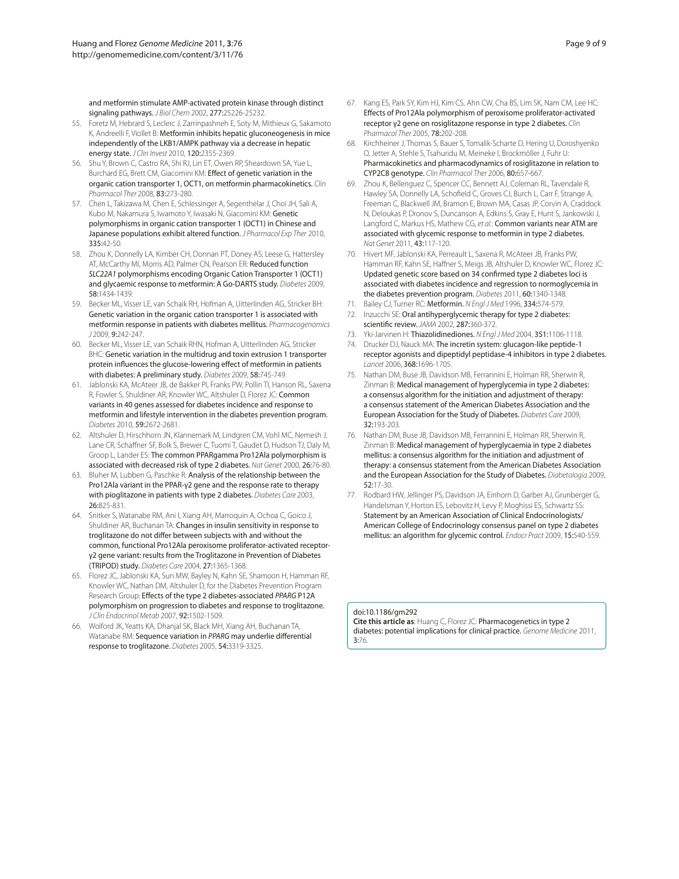and metformin stimulate AMP-activated protein kinase through distinct signaling pathways. *J Biol Chem* 2002, **277:**25226-25232.

55. Foretz M, Hebrard S, Leclerc J, Zarrinpashneh E, Soty M, Mithieux G, Sakamoto K, Andreelli F, Viollet B: Metformin inhibits hepatic gluconeogenesis in mice independently of the LKB1/AMPK pathway via a decrease in hepatic energy state. *J Clin Invest* 2010, **120:**2355-2369.
56. Shu Y, Brown C, Castro RA, Shi RJ, Lin ET, Owen RP, Sheardown SA, Yue L, Burchard EG, Brett CM, Giacomini KM: Effect of genetic variation in the organic cation transporter 1, OCT1, on metformin pharmacokinetics. *Clin Pharmacol Ther* 2008, **83:**273-280.
57. Chen L, Takizawa M, Chen E, Schlessinger A, Segenthelar J, Choi JH, Sali A, Kubo M, Nakamura S, Iwamoto Y, Iwasaki N, Giacomini KM: Genetic polymorphisms in organic cation transporter 1 (OCT1) in Chinese and Japanese populations exhibit altered function. *J Pharmacol Exp Ther* 2010, **335:**42-50.
58. Zhou K, Donnelly LA, Kimber CH, Donnan PT, Doney AS, Leese G, Hattersley AT, McCarthy MI, Morris AD, Palmer CN, Pearson ER: Reduced function *SLC22A1* polymorphisms encoding Organic Cation Transporter 1 (OCT1) and glycaemic response to metformin: A Go-DARTS study. *Diabetes* 2009, **58:**1434-1439.
59. Becker ML, Visser LE, van Schaik RH, Hofman A, Uitterlinden AG, Stricker BH: Genetic variation in the organic cation transporter 1 is associated with metformin response in patients with diabetes mellitus. *Pharmacogenomics J* 2009, **9:**242-247.
60. Becker ML, Visser LE, van Schaik RHN, Hofman A, Uitterlinden AG, Stricker BHC: Genetic variation in the multidrug and toxin extrusion 1 transporter protein influences the glucose-lowering effect of metformin in patients with diabetes: A preliminary study. *Diabetes* 2009, **58:**745-749.
61. Jablonski KA, McAteer JB, de Bakker PI, Franks PW, Pollin TI, Hanson RL, Saxena R, Fowler S, Shuldiner AR, Knowler WC, Altshuler D, Florez JC: Common variants in 40 genes assessed for diabetes incidence and response to metformin and lifestyle intervention in the diabetes prevention program. *Diabetes* 2010, **59:**2672-2681.
62. Altshuler D, Hirschhorn JN, Klannemark M, Lindgren CM, Vohl MC, Nemesh J, Lane CR, Schaffner SF, Bolk S, Brewer C, Tuomi T, Gaudet D, Hudson TJ, Daly M, Groop L, Lander ES: The common PPARgamma Pro12Ala polymorphism is associated with decreased risk of type 2 diabetes. *Nat Genet* 2000, **26:**76-80.
63. Bluher M, Lubben G, Paschke R: Analysis of the relationship between the Pro12Ala variant in the PPAR-γ2 gene and the response rate to therapy with pioglitazone in patients with type 2 diabetes. *Diabetes Care* 2003, **26:**825-831.
64. Snitker S, Watanabe RM, Ani I, Xiang AH, Marroquin A, Ochoa C, Goico J, Shuldiner AR, Buchanan TA: Changes in insulin sensitivity in response to troglitazone do not differ between subjects with and without the common, functional Pro12Ala peroxisome proliferator-activated receptor-γ2 gene variant: results from the Troglitazone in Prevention of Diabetes (TRIPOD) study. *Diabetes Care* 2004, **27:**1365-1368.
65. Florez JC, Jablonski KA, Sun MW, Bayley N, Kahn SE, Shamoon H, Hamman RF, Knowler WC, Nathan DM, Altshuler D, for the Diabetes Prevention Program Research Group: Effects of the type 2 diabetes-associated *PPARG* P12A polymorphism on progression to diabetes and response to troglitazone. *J Clin Endocrinol Metab* 2007, **92:**1502-1509.
66. Wolford JK, Yeatts KA, Dhanjal SK, Black MH, Xiang AH, Buchanan TA, Watanabe RM: Sequence variation in *PPARG* may underlie differential response to troglitazone. *Diabetes* 2005, **54:**3319-3325.
67. Kang ES, Park SY, Kim HJ, Kim CS, Ahn CW, Cha BS, Lim SK, Nam CM, Lee HC: Effects of Pro12Ala polymorphism of peroxisome proliferator-activated receptor γ2 gene on rosiglitazone response in type 2 diabetes. *Clin Pharmacol Ther* 2005, **78:**202-208.
68. Kirchheiner J, Thomas S, Bauer S, Tomalik-Scharte D, Hering U, Doroshyenko O, Jetter A, Stehle S, Tsahuridu M, Meineke I, Brockmöller J, Fuhr U: Pharmacokinetics and pharmacodynamics of rosiglitazone in relation to CYP2C8 genotype. *Clin Pharmacol Ther* 2006, **80:**657-667.
69. Zhou K, Bellenguez C, Spencer CC, Bennett AJ, Coleman RL, Tavendale R, Hawley SA, Donnelly LA, Schofield C, Groves CJ, Burch L, Carr F, Strange A, Freeman C, Blackwell JM, Bramon E, Brown MA, Casas JP, Corvin A, Craddock N, Deloukas P, Dronov S, Duncanson A, Edkins S, Gray E, Hunt S, Jankowski J, Langford C, Markus HS, Mathew CG, *et al.*: Common variants near ATM are associated with glycemic response to metformin in type 2 diabetes. *Nat Genet* 2011, **43:**117-120.
70. Hivert MF, Jablonski KA, Perreault L, Saxena R, McAteer JB, Franks PW, Hamman RF, Kahn SE, Haffner S, Meigs JB, Altshuler D, Knowler WC, Florez JC: Updated genetic score based on 34 confirmed type 2 diabetes loci is associated with diabetes incidence and regression to normoglycemia in the diabetes prevention program. *Diabetes* 2011, **60:**1340-1348.
71. Bailey CJ, Turner RC: Metformin. *N Engl J Med* 1996, **334:**574-579.
72. Inzucchi SE: Oral antihyperglycemic therapy for type 2 diabetes: scientific review. *JAMA* 2002, **287:**360-372.
73. Yki-Jarvinen H: Thiazolidinediones. *N Engl J Med* 2004, **351:**1106-1118.
74. Drucker DJ, Nauck MA: The incretin system: glucagon-like peptide-1 receptor agonists and dipeptidyl peptidase-4 inhibitors in type 2 diabetes. *Lancet* 2006, **368:**1696-1705.
75. Nathan DM, Buse JB, Davidson MB, Ferrannini E, Holman RR, Sherwin R, Zinman B: Medical management of hyperglycemia in type 2 diabetes: a consensus algorithm for the initiation and adjustment of therapy: a consensus statement of the American Diabetes Association and the European Association for the Study of Diabetes. *Diabetes Care* 2009, **32:**193-203.
76. Nathan DM, Buse JB, Davidson MB, Ferrannini E, Holman RR, Sherwin R, Zinman B: Medical management of hyperglycaemia in type 2 diabetes mellitus: a consensus algorithm for the initiation and adjustment of therapy: a consensus statement from the American Diabetes Association and the European Association for the Study of Diabetes. *Diabetologia* 2009, **52:**17-30.
77. Rodbard HW, Jellinger PS, Davidson JA, Einhorn D, Garber AJ, Grunberger G, Handelsman Y, Horton ES, Lebovitz H, Levy P, Moghissi ES, Schwartz SS: Statement by an American Association of Clinical Endocrinologists/American College of Endocrinology consensus panel on type 2 diabetes mellitus: an algorithm for glycemic control. *Endocr Pract* 2009, **15:**540-559.

doi:10.1186/gm292

**Cite this article as**: Huang C, Florez JC: Pharmacogenetics in type 2 diabetes: potential implications for clinical practice. *Genome Medicine* 2011, **3:**76.